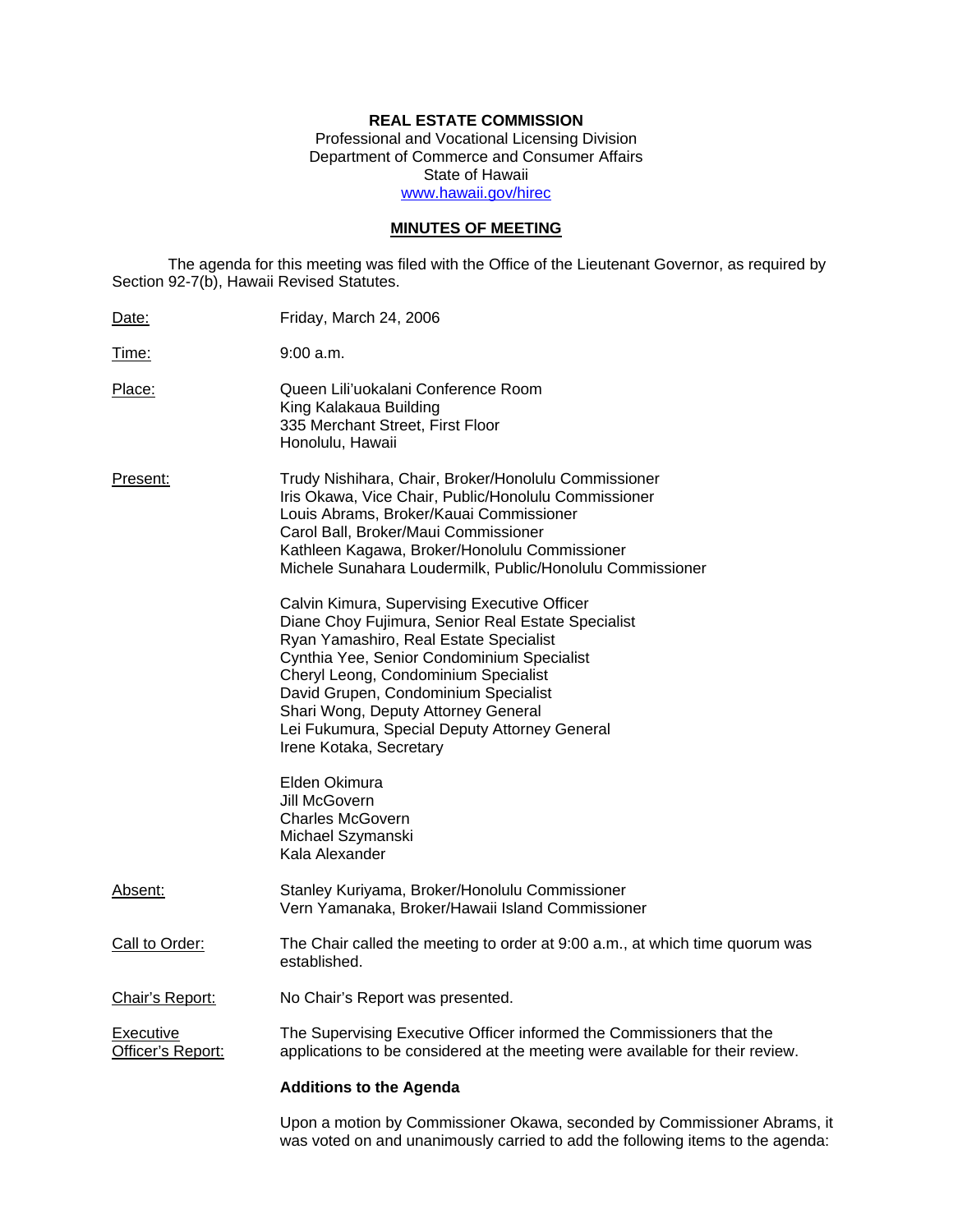**REAL ESTATE COMMISSION**
Professional and Vocational Licensing Division
Department of Commerce and Consumer Affairs
State of Hawaii
www.hawaii.gov/hirec

**MINUTES OF MEETING**

The agenda for this meeting was filed with the Office of the Lieutenant Governor, as required by Section 92-7(b), Hawaii Revised Statutes.

Date: Friday, March 24, 2006

Time: 9:00 a.m.

Place: Queen Lili'uokalani Conference Room
King Kalakaua Building
335 Merchant Street, First Floor
Honolulu, Hawaii

Present:
Trudy Nishihara, Chair, Broker/Honolulu Commissioner
Iris Okawa, Vice Chair, Public/Honolulu Commissioner
Louis Abrams, Broker/Kauai Commissioner
Carol Ball, Broker/Maui Commissioner
Kathleen Kagawa, Broker/Honolulu Commissioner
Michele Sunahara Loudermilk, Public/Honolulu Commissioner

Calvin Kimura, Supervising Executive Officer
Diane Choy Fujimura, Senior Real Estate Specialist
Ryan Yamashiro, Real Estate Specialist
Cynthia Yee, Senior Condominium Specialist
Cheryl Leong, Condominium Specialist
David Grupen, Condominium Specialist
Shari Wong, Deputy Attorney General
Lei Fukumura, Special Deputy Attorney General
Irene Kotaka, Secretary

Elden Okimura
Jill McGovern
Charles McGovern
Michael Szymanski
Kala Alexander

Absent:
Stanley Kuriyama, Broker/Honolulu Commissioner
Vern Yamanaka, Broker/Hawaii Island Commissioner

Call to Order: The Chair called the meeting to order at 9:00 a.m., at which time quorum was established.

Chair's Report: No Chair's Report was presented.

Executive Officer's Report: The Supervising Executive Officer informed the Commissioners that the applications to be considered at the meeting were available for their review.

**Additions to the Agenda**

Upon a motion by Commissioner Okawa, seconded by Commissioner Abrams, it was voted on and unanimously carried to add the following items to the agenda: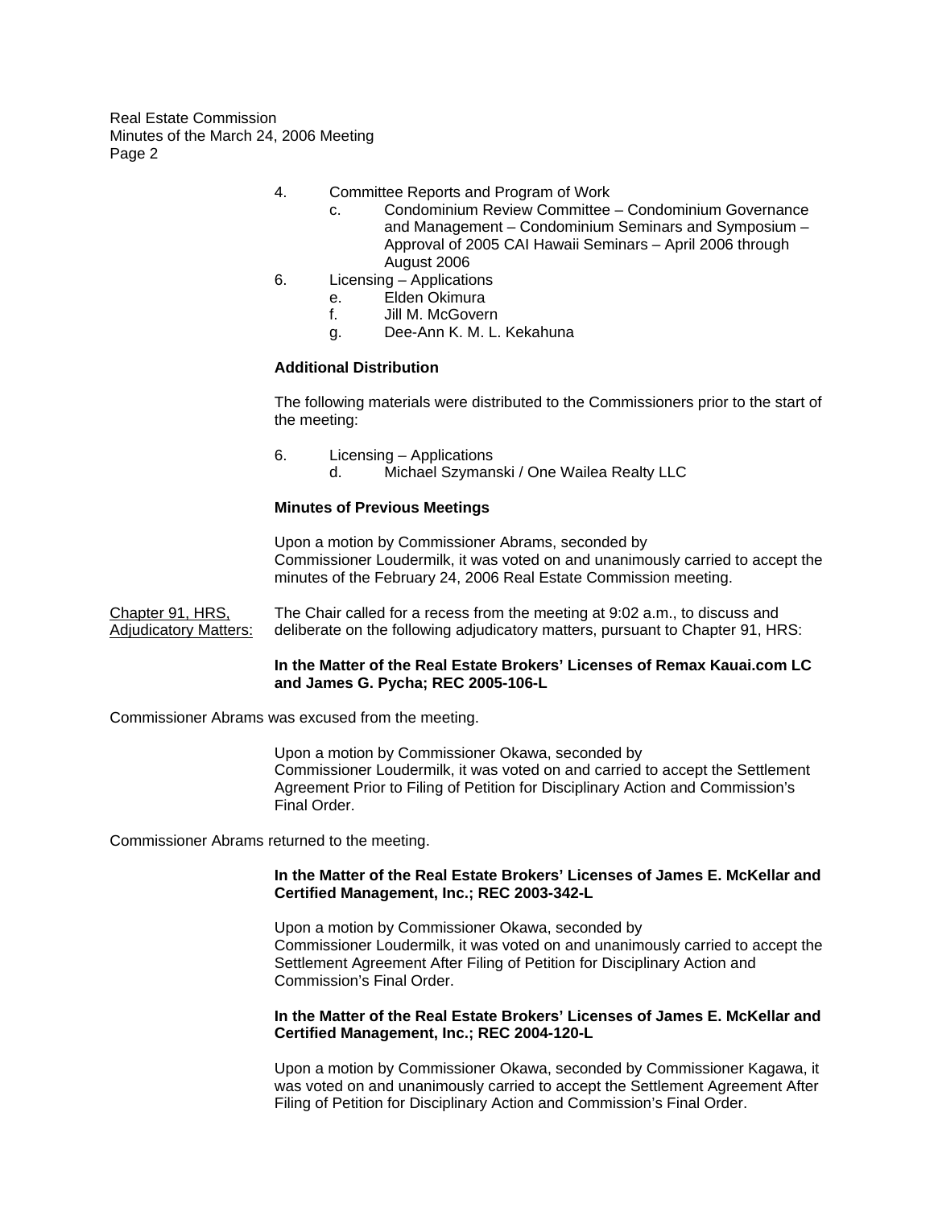4. Committee Reports and Program of Work
   c. Condominium Review Committee – Condominium Governance and Management – Condominium Seminars and Symposium – Approval of 2005 CAI Hawaii Seminars – April 2006 through August 2006
6. Licensing – Applications
   e. Elden Okimura
   f. Jill M. McGovern
   g. Dee-Ann K. M. L. Kekahuna

**Additional Distribution**

The following materials were distributed to the Commissioners prior to the start of the meeting:

6. Licensing – Applications
   d. Michael Szymanski / One Wailea Realty LLC

**Minutes of Previous Meetings**

Upon a motion by Commissioner Abrams, seconded by Commissioner Loudermilk, it was voted on and unanimously carried to accept the minutes of the February 24, 2006 Real Estate Commission meeting.

Chapter 91, HRS, Adjudicatory Matters: The Chair called for a recess from the meeting at 9:02 a.m., to discuss and deliberate on the following adjudicatory matters, pursuant to Chapter 91, HRS:

**In the Matter of the Real Estate Brokers' Licenses of Remax Kauai.com LC and James G. Pycha; REC 2005-106-L**

Commissioner Abrams was excused from the meeting.

Upon a motion by Commissioner Okawa, seconded by Commissioner Loudermilk, it was voted on and carried to accept the Settlement Agreement Prior to Filing of Petition for Disciplinary Action and Commission's Final Order.

Commissioner Abrams returned to the meeting.

**In the Matter of the Real Estate Brokers' Licenses of James E. McKellar and Certified Management, Inc.; REC 2003-342-L**

Upon a motion by Commissioner Okawa, seconded by Commissioner Loudermilk, it was voted on and unanimously carried to accept the Settlement Agreement After Filing of Petition for Disciplinary Action and Commission's Final Order.

**In the Matter of the Real Estate Brokers' Licenses of James E. McKellar and Certified Management, Inc.; REC 2004-120-L**

Upon a motion by Commissioner Okawa, seconded by Commissioner Kagawa, it was voted on and unanimously carried to accept the Settlement Agreement After Filing of Petition for Disciplinary Action and Commission's Final Order.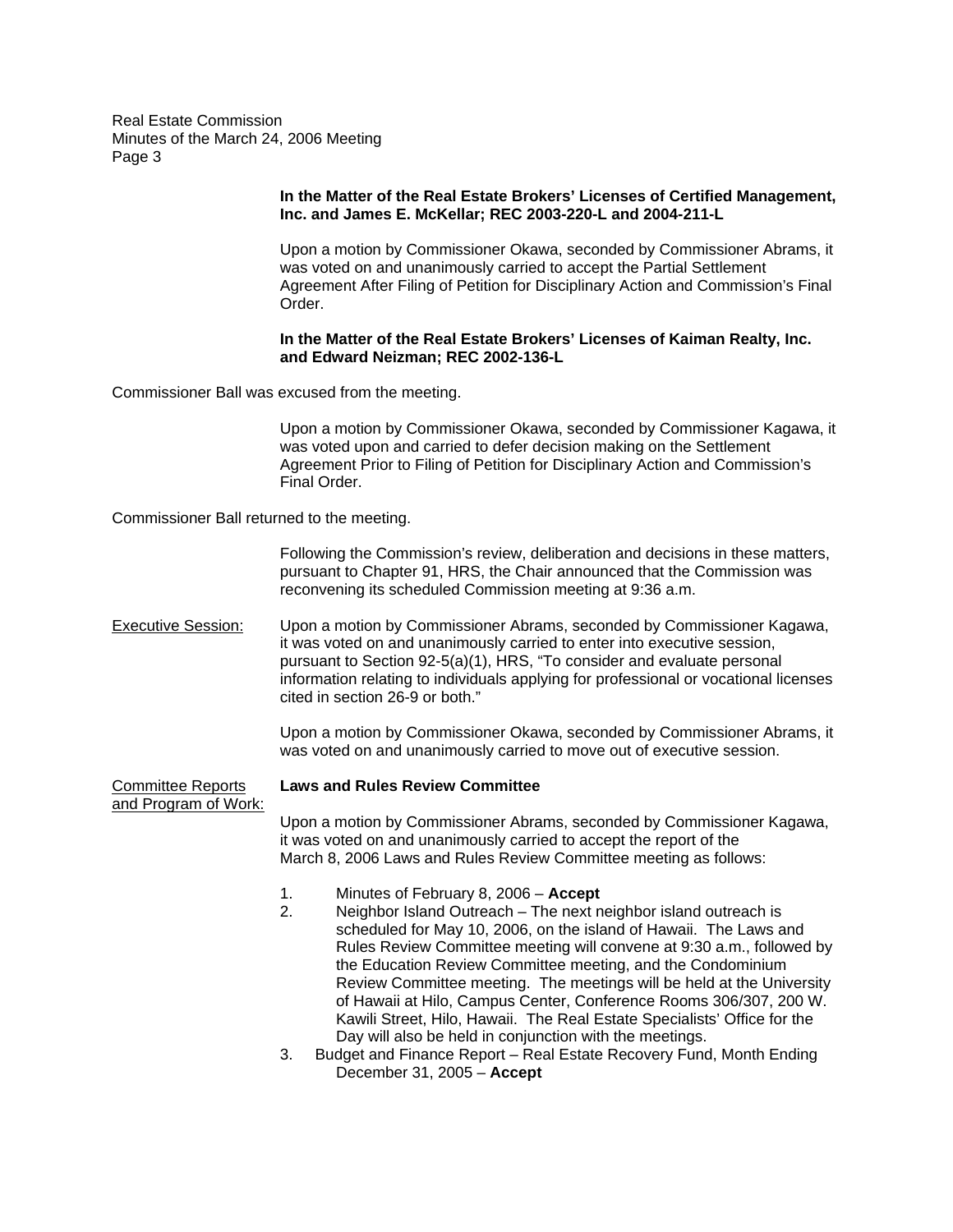**In the Matter of the Real Estate Brokers' Licenses of Certified Management, Inc. and James E. McKellar; REC 2003-220-L and 2004-211-L**

Upon a motion by Commissioner Okawa, seconded by Commissioner Abrams, it was voted on and unanimously carried to accept the Partial Settlement Agreement After Filing of Petition for Disciplinary Action and Commission's Final Order.

**In the Matter of the Real Estate Brokers' Licenses of Kaiman Realty, Inc. and Edward Neizman; REC 2002-136-L**

Commissioner Ball was excused from the meeting.

Upon a motion by Commissioner Okawa, seconded by Commissioner Kagawa, it was voted upon and carried to defer decision making on the Settlement Agreement Prior to Filing of Petition for Disciplinary Action and Commission's Final Order.

Commissioner Ball returned to the meeting.

Following the Commission's review, deliberation and decisions in these matters, pursuant to Chapter 91, HRS, the Chair announced that the Commission was reconvening its scheduled Commission meeting at 9:36 a.m.

Executive Session: Upon a motion by Commissioner Abrams, seconded by Commissioner Kagawa, it was voted on and unanimously carried to enter into executive session, pursuant to Section 92-5(a)(1), HRS, "To consider and evaluate personal information relating to individuals applying for professional or vocational licenses cited in section 26-9 or both."

Upon a motion by Commissioner Okawa, seconded by Commissioner Abrams, it was voted on and unanimously carried to move out of executive session.

Committee Reports and Program of Work: **Laws and Rules Review Committee**

Upon a motion by Commissioner Abrams, seconded by Commissioner Kagawa, it was voted on and unanimously carried to accept the report of the March 8, 2006 Laws and Rules Review Committee meeting as follows:

1. Minutes of February 8, 2006 – **Accept**
2. Neighbor Island Outreach – The next neighbor island outreach is scheduled for May 10, 2006, on the island of Hawaii. The Laws and Rules Review Committee meeting will convene at 9:30 a.m., followed by the Education Review Committee meeting, and the Condominium Review Committee meeting. The meetings will be held at the University of Hawaii at Hilo, Campus Center, Conference Rooms 306/307, 200 W. Kawili Street, Hilo, Hawaii. The Real Estate Specialists' Office for the Day will also be held in conjunction with the meetings.
3. Budget and Finance Report – Real Estate Recovery Fund, Month Ending December 31, 2005 – **Accept**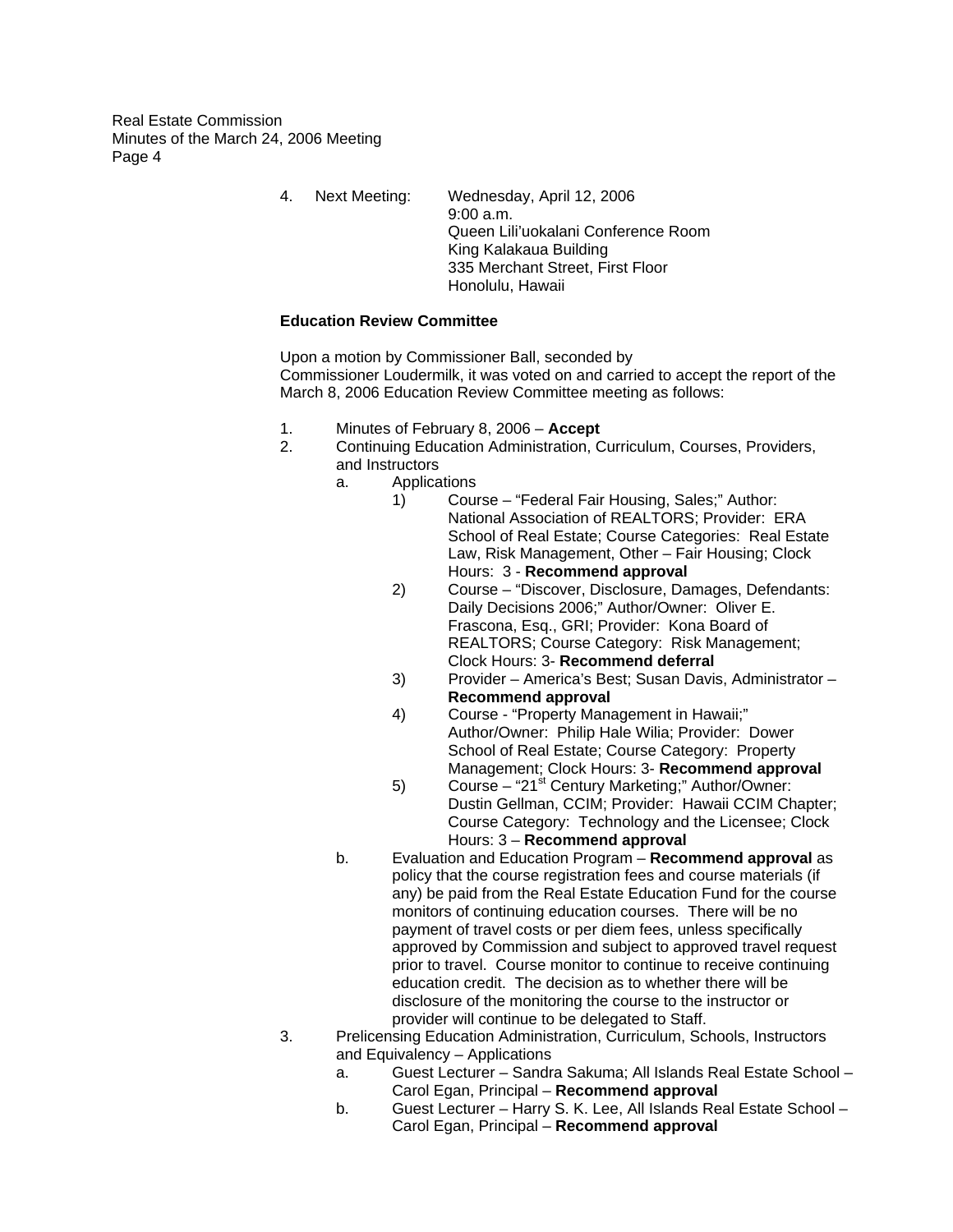4. Next Meeting: Wednesday, April 12, 2006
   9:00 a.m.
   Queen Lili'uokalani Conference Room
   King Kalakaua Building
   335 Merchant Street, First Floor
   Honolulu, Hawaii

**Education Review Committee**

Upon a motion by Commissioner Ball, seconded by Commissioner Loudermilk, it was voted on and carried to accept the report of the March 8, 2006 Education Review Committee meeting as follows:

1. Minutes of February 8, 2006 – **Accept**
2. Continuing Education Administration, Curriculum, Courses, Providers, and Instructors
   a. Applications
      1) Course – "Federal Fair Housing, Sales;" Author: National Association of REALTORS; Provider: ERA School of Real Estate; Course Categories: Real Estate Law, Risk Management, Other – Fair Housing; Clock Hours: 3 - **Recommend approval**
      2) Course – "Discover, Disclosure, Damages, Defendants: Daily Decisions 2006;" Author/Owner: Oliver E. Frascona, Esq., GRI; Provider: Kona Board of REALTORS; Course Category: Risk Management; Clock Hours: 3- **Recommend deferral**
      3) Provider – America's Best; Susan Davis, Administrator – **Recommend approval**
      4) Course - "Property Management in Hawaii;" Author/Owner: Philip Hale Wilia; Provider: Dower School of Real Estate; Course Category: Property Management; Clock Hours: 3- **Recommend approval**
      5) Course – "21st Century Marketing;" Author/Owner: Dustin Gellman, CCIM; Provider: Hawaii CCIM Chapter; Course Category: Technology and the Licensee; Clock Hours: 3 – **Recommend approval**
   b. Evaluation and Education Program – **Recommend approval** as policy that the course registration fees and course materials (if any) be paid from the Real Estate Education Fund for the course monitors of continuing education courses. There will be no payment of travel costs or per diem fees, unless specifically approved by Commission and subject to approved travel request prior to travel. Course monitor to continue to receive continuing education credit. The decision as to whether there will be disclosure of the monitoring the course to the instructor or provider will continue to be delegated to Staff.
3. Prelicensing Education Administration, Curriculum, Schools, Instructors and Equivalency – Applications
   a. Guest Lecturer – Sandra Sakuma; All Islands Real Estate School – Carol Egan, Principal – **Recommend approval**
   b. Guest Lecturer – Harry S. K. Lee, All Islands Real Estate School – Carol Egan, Principal – **Recommend approval**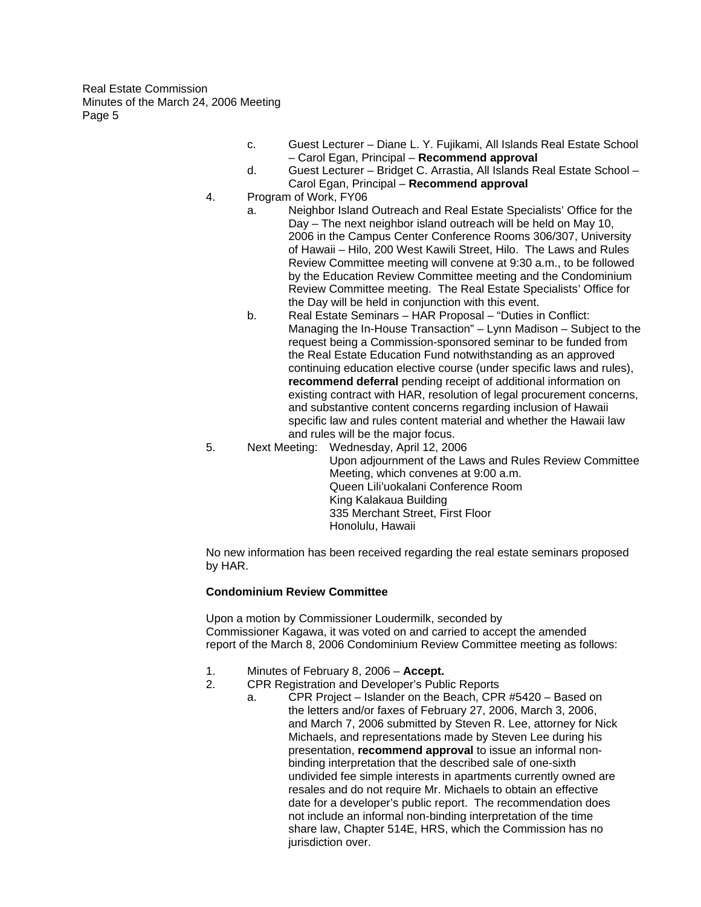c. Guest Lecturer – Diane L. Y. Fujikami, All Islands Real Estate School – Carol Egan, Principal – **Recommend approval**

d. Guest Lecturer – Bridget C. Arrastia, All Islands Real Estate School – Carol Egan, Principal – **Recommend approval**

4. Program of Work, FY06

   a. Neighbor Island Outreach and Real Estate Specialists' Office for the Day – The next neighbor island outreach will be held on May 10, 2006 in the Campus Center Conference Rooms 306/307, University of Hawaii – Hilo, 200 West Kawili Street, Hilo. The Laws and Rules Review Committee meeting will convene at 9:30 a.m., to be followed by the Education Review Committee meeting and the Condominium Review Committee meeting. The Real Estate Specialists' Office for the Day will be held in conjunction with this event.

   b. Real Estate Seminars – HAR Proposal – "Duties in Conflict: Managing the In-House Transaction" – Lynn Madison – Subject to the request being a Commission-sponsored seminar to be funded from the Real Estate Education Fund notwithstanding as an approved continuing education elective course (under specific laws and rules), **recommend deferral** pending receipt of additional information on existing contract with HAR, resolution of legal procurement concerns, and substantive content concerns regarding inclusion of Hawaii specific law and rules content material and whether the Hawaii law and rules will be the major focus.

5. Next Meeting: Wednesday, April 12, 2006
   Upon adjournment of the Laws and Rules Review Committee Meeting, which convenes at 9:00 a.m.
   Queen Lili'uokalani Conference Room
   King Kalakaua Building
   335 Merchant Street, First Floor
   Honolulu, Hawaii

No new information has been received regarding the real estate seminars proposed by HAR.

**Condominium Review Committee**

Upon a motion by Commissioner Loudermilk, seconded by Commissioner Kagawa, it was voted on and carried to accept the amended report of the March 8, 2006 Condominium Review Committee meeting as follows:

1. Minutes of February 8, 2006 – **Accept.**
2. CPR Registration and Developer's Public Reports

   a. CPR Project – Islander on the Beach, CPR #5420 – Based on the letters and/or faxes of February 27, 2006, March 3, 2006, and March 7, 2006 submitted by Steven R. Lee, attorney for Nick Michaels, and representations made by Steven Lee during his presentation, **recommend approval** to issue an informal non-binding interpretation that the described sale of one-sixth undivided fee simple interests in apartments currently owned are resales and do not require Mr. Michaels to obtain an effective date for a developer's public report. The recommendation does not include an informal non-binding interpretation of the time share law, Chapter 514E, HRS, which the Commission has no jurisdiction over.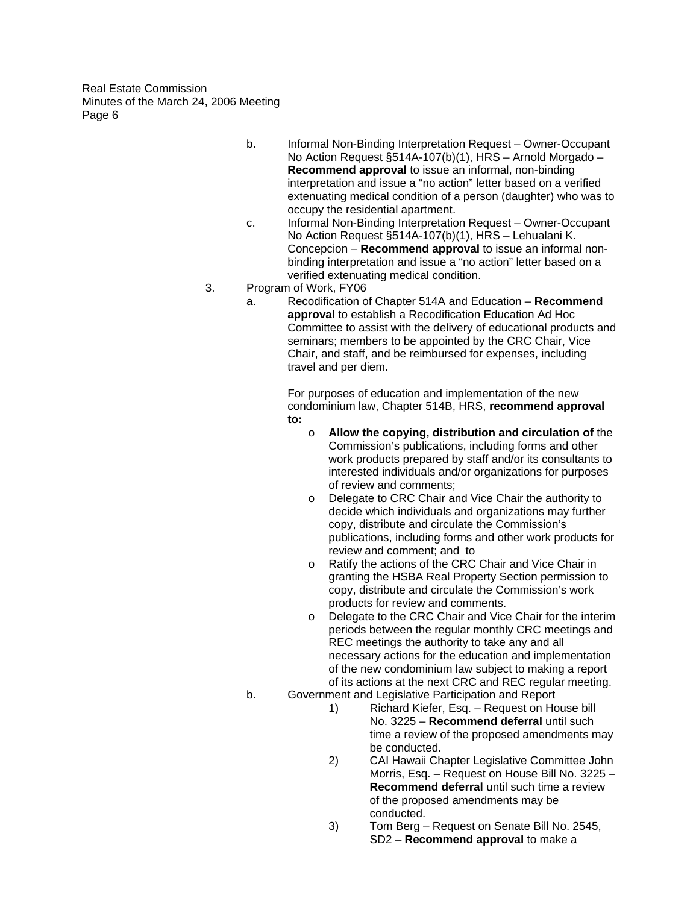b. Informal Non-Binding Interpretation Request – Owner-Occupant No Action Request §514A-107(b)(1), HRS – Arnold Morgado – **Recommend approval** to issue an informal, non-binding interpretation and issue a "no action" letter based on a verified extenuating medical condition of a person (daughter) who was to occupy the residential apartment.

c. Informal Non-Binding Interpretation Request – Owner-Occupant No Action Request §514A-107(b)(1), HRS – Lehualani K. Concepcion – **Recommend approval** to issue an informal non-binding interpretation and issue a "no action" letter based on a verified extenuating medical condition.

3. Program of Work, FY06

   a. Recodification of Chapter 514A and Education – **Recommend approval** to establish a Recodification Education Ad Hoc Committee to assist with the delivery of educational products and seminars; members to be appointed by the CRC Chair, Vice Chair, and staff, and be reimbursed for expenses, including travel and per diem.

      For purposes of education and implementation of the new condominium law, Chapter 514B, HRS, **recommend approval to:**

      - **Allow the copying, distribution and circulation of** the Commission's publications, including forms and other work products prepared by staff and/or its consultants to interested individuals and/or organizations for purposes of review and comments;
      - Delegate to CRC Chair and Vice Chair the authority to decide which individuals and organizations may further copy, distribute and circulate the Commission's publications, including forms and other work products for review and comment; and to
      - Ratify the actions of the CRC Chair and Vice Chair in granting the HSBA Real Property Section permission to copy, distribute and circulate the Commission's work products for review and comments.
      - Delegate to the CRC Chair and Vice Chair for the interim periods between the regular monthly CRC meetings and REC meetings the authority to take any and all necessary actions for the education and implementation of the new condominium law subject to making a report of its actions at the next CRC and REC regular meeting.

   b. Government and Legislative Participation and Report

      1) Richard Kiefer, Esq. – Request on House bill No. 3225 – **Recommend deferral** until such time a review of the proposed amendments may be conducted.
      2) CAI Hawaii Chapter Legislative Committee John Morris, Esq. – Request on House Bill No. 3225 – **Recommend deferral** until such time a review of the proposed amendments may be conducted.
      3) Tom Berg – Request on Senate Bill No. 2545, SD2 – **Recommend approval** to make a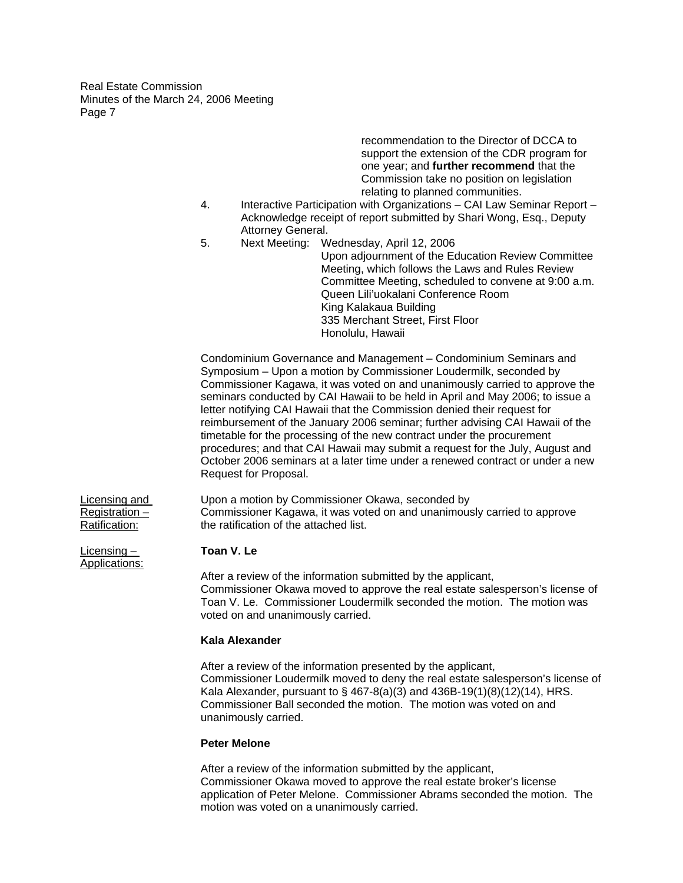recommendation to the Director of DCCA to support the extension of the CDR program for one year; and **further recommend** that the Commission take no position on legislation relating to planned communities.

4. Interactive Participation with Organizations – CAI Law Seminar Report – Acknowledge receipt of report submitted by Shari Wong, Esq., Deputy Attorney General.
5. Next Meeting: Wednesday, April 12, 2006
   Upon adjournment of the Education Review Committee Meeting, which follows the Laws and Rules Review Committee Meeting, scheduled to convene at 9:00 a.m.
   Queen Lili'uokalani Conference Room
   King Kalakaua Building
   335 Merchant Street, First Floor
   Honolulu, Hawaii

Condominium Governance and Management – Condominium Seminars and Symposium – Upon a motion by Commissioner Loudermilk, seconded by Commissioner Kagawa, it was voted on and unanimously carried to approve the seminars conducted by CAI Hawaii to be held in April and May 2006; to issue a letter notifying CAI Hawaii that the Commission denied their request for reimbursement of the January 2006 seminar; further advising CAI Hawaii of the timetable for the processing of the new contract under the procurement procedures; and that CAI Hawaii may submit a request for the July, August and October 2006 seminars at a later time under a renewed contract or under a new Request for Proposal.

Licensing and Registration – Ratification:

Upon a motion by Commissioner Okawa, seconded by Commissioner Kagawa, it was voted on and unanimously carried to approve the ratification of the attached list.

Licensing – Applications:

**Toan V. Le**

After a review of the information submitted by the applicant, Commissioner Okawa moved to approve the real estate salesperson's license of Toan V. Le. Commissioner Loudermilk seconded the motion. The motion was voted on and unanimously carried.

**Kala Alexander**

After a review of the information presented by the applicant, Commissioner Loudermilk moved to deny the real estate salesperson's license of Kala Alexander, pursuant to § 467-8(a)(3) and 436B-19(1)(8)(12)(14), HRS. Commissioner Ball seconded the motion. The motion was voted on and unanimously carried.

**Peter Melone**

After a review of the information submitted by the applicant, Commissioner Okawa moved to approve the real estate broker's license application of Peter Melone. Commissioner Abrams seconded the motion. The motion was voted on a unanimously carried.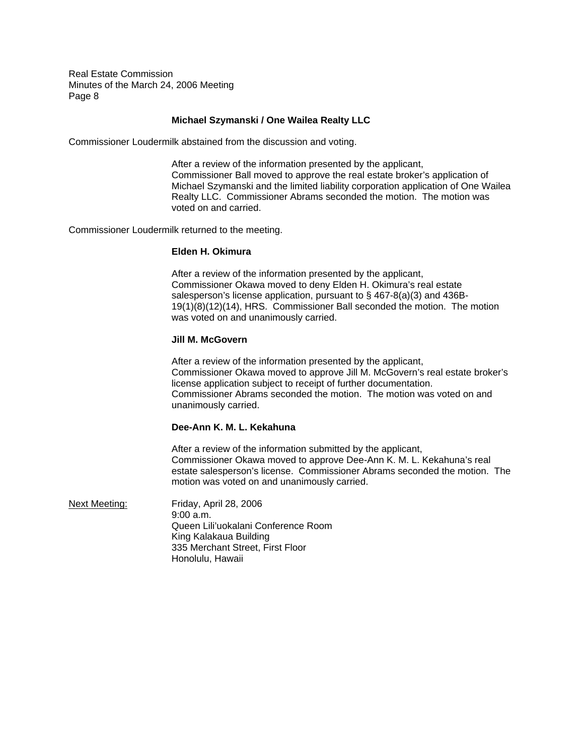**Michael Szymanski / One Wailea Realty LLC**

Commissioner Loudermilk abstained from the discussion and voting.

After a review of the information presented by the applicant, Commissioner Ball moved to approve the real estate broker's application of Michael Szymanski and the limited liability corporation application of One Wailea Realty LLC. Commissioner Abrams seconded the motion. The motion was voted on and carried.

Commissioner Loudermilk returned to the meeting.

**Elden H. Okimura**

After a review of the information presented by the applicant, Commissioner Okawa moved to deny Elden H. Okimura's real estate salesperson's license application, pursuant to § 467-8(a)(3) and 436B-19(1)(8)(12)(14), HRS. Commissioner Ball seconded the motion. The motion was voted on and unanimously carried.

**Jill M. McGovern**

After a review of the information presented by the applicant, Commissioner Okawa moved to approve Jill M. McGovern's real estate broker's license application subject to receipt of further documentation. Commissioner Abrams seconded the motion. The motion was voted on and unanimously carried.

**Dee-Ann K. M. L. Kekahuna**

After a review of the information submitted by the applicant, Commissioner Okawa moved to approve Dee-Ann K. M. L. Kekahuna's real estate salesperson's license. Commissioner Abrams seconded the motion. The motion was voted on and unanimously carried.

Next Meeting: Friday, April 28, 2006
9:00 a.m.
Queen Lili'uokalani Conference Room
King Kalakaua Building
335 Merchant Street, First Floor
Honolulu, Hawaii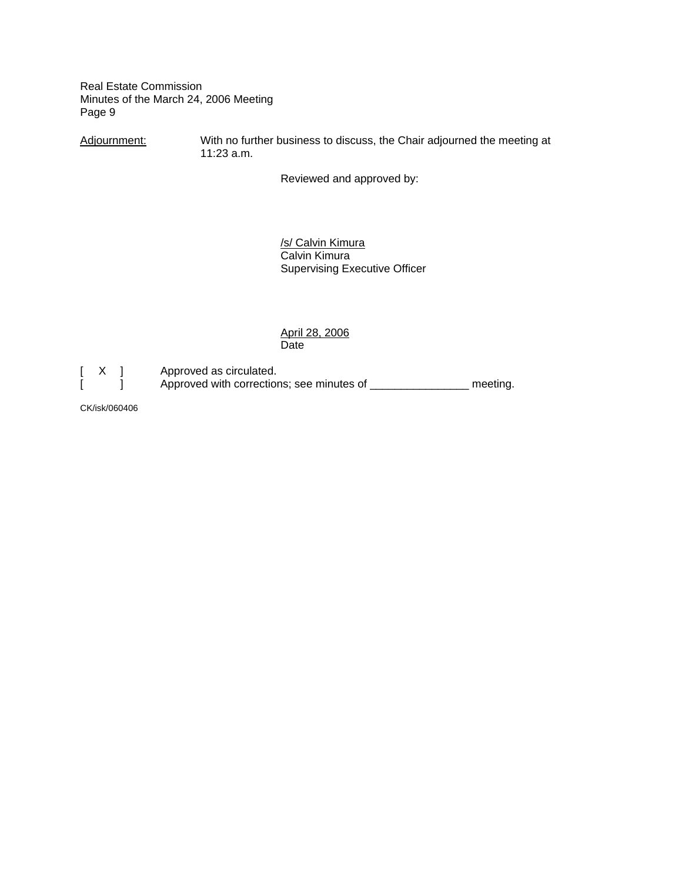Adjournment: With no further business to discuss, the Chair adjourned the meeting at 11:23 a.m.

Reviewed and approved by:

/s/ Calvin Kimura
Calvin Kimura
Supervising Executive Officer

April 28, 2006
Date

[ X ] Approved as circulated.
[ ] Approved with corrections; see minutes of _______________ meeting.

CK/isk/060406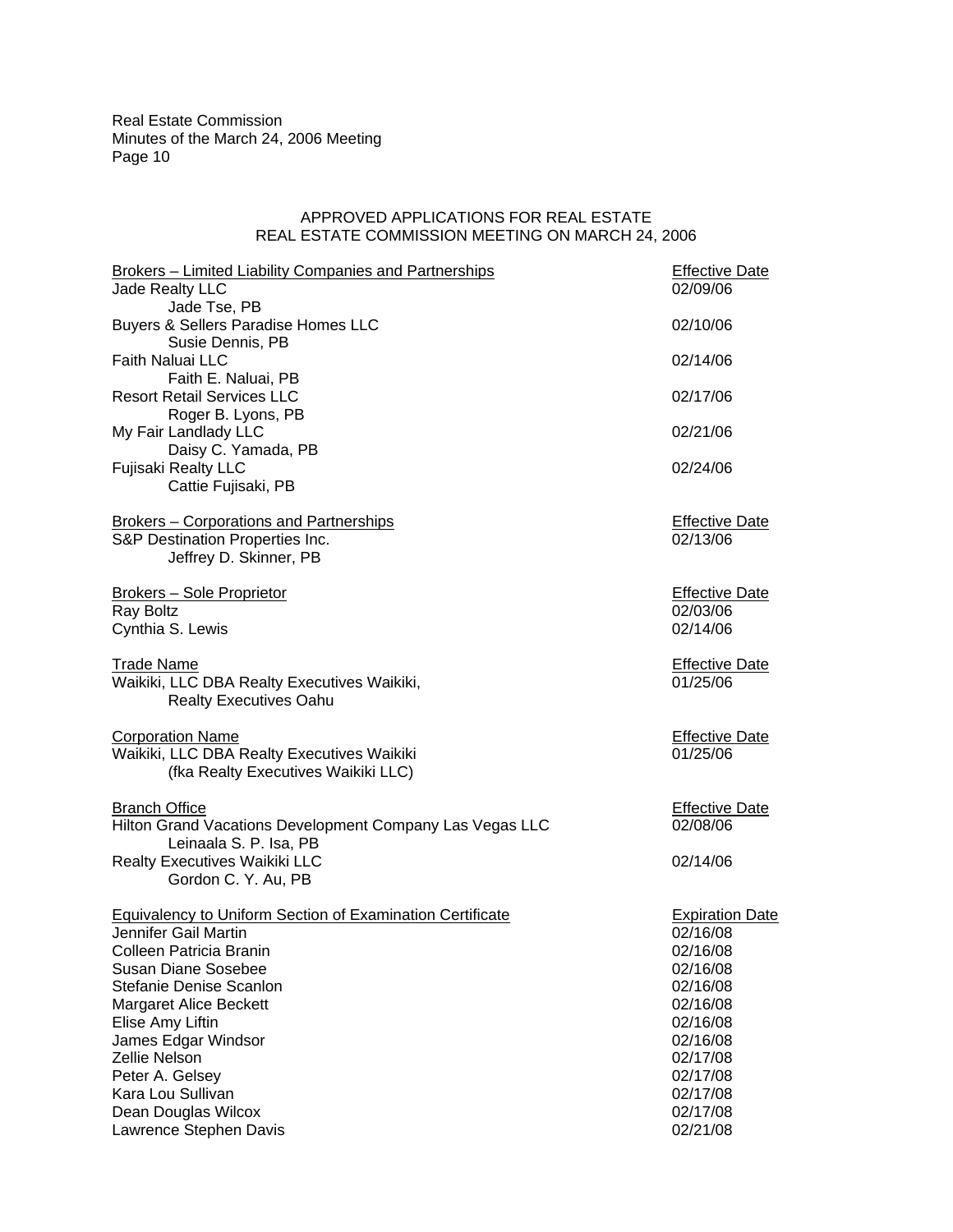APPROVED APPLICATIONS FOR REAL ESTATE
REAL ESTATE COMMISSION MEETING ON MARCH 24, 2006

| Brokers – Limited Liability Companies and Partnerships | Effective Date |
|---|---|
| Jade Realty LLC | 02/09/06 |
| Jade Tse, PB | |
| Buyers & Sellers Paradise Homes LLC | 02/10/06 |
| Susie Dennis, PB | |
| Faith Naluai LLC | 02/14/06 |
| Faith E. Naluai, PB | |
| Resort Retail Services LLC | 02/17/06 |
| Roger B. Lyons, PB | |
| My Fair Landlady LLC | 02/21/06 |
| Daisy C. Yamada, PB | |
| Fujisaki Realty LLC | 02/24/06 |
| Cattie Fujisaki, PB | |

| Brokers – Corporations and Partnerships | Effective Date |
|---|---|
| S&P Destination Properties Inc. | 02/13/06 |
| Jeffrey D. Skinner, PB | |

| Brokers – Sole Proprietor | Effective Date |
|---|---|
| Ray Boltz | 02/03/06 |
| Cynthia S. Lewis | 02/14/06 |

| Trade Name | Effective Date |
|---|---|
| Waikiki, LLC DBA Realty Executives Waikiki, Realty Executives Oahu | 01/25/06 |

| Corporation Name | Effective Date |
|---|---|
| Waikiki, LLC DBA Realty Executives Waikiki (fka Realty Executives Waikiki LLC) | 01/25/06 |

| Branch Office | Effective Date |
|---|---|
| Hilton Grand Vacations Development Company Las Vegas LLC | 02/08/06 |
| Leinaala S. P. Isa, PB | |
| Realty Executives Waikiki LLC | 02/14/06 |
| Gordon C. Y. Au, PB | |

| Equivalency to Uniform Section of Examination Certificate | Expiration Date |
|---|---|
| Jennifer Gail Martin | 02/16/08 |
| Colleen Patricia Branin | 02/16/08 |
| Susan Diane Sosebee | 02/16/08 |
| Stefanie Denise Scanlon | 02/16/08 |
| Margaret Alice Beckett | 02/16/08 |
| Elise Amy Liftin | 02/16/08 |
| James Edgar Windsor | 02/16/08 |
| Zellie Nelson | 02/17/08 |
| Peter A. Gelsey | 02/17/08 |
| Kara Lou Sullivan | 02/17/08 |
| Dean Douglas Wilcox | 02/17/08 |
| Lawrence Stephen Davis | 02/21/08 |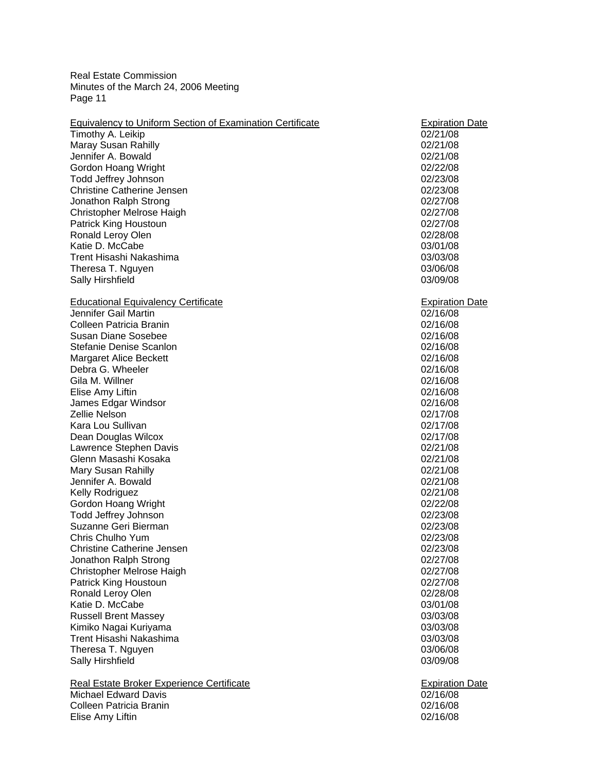| Equivalency to Uniform Section of Examination Certificate | Expiration Date |
| --- | --- |
| Timothy A. Leikip | 02/21/08 |
| Maray Susan Rahilly | 02/21/08 |
| Jennifer A. Bowald | 02/21/08 |
| Gordon Hoang Wright | 02/22/08 |
| Todd Jeffrey Johnson | 02/23/08 |
| Christine Catherine Jensen | 02/23/08 |
| Jonathon Ralph Strong | 02/27/08 |
| Christopher Melrose Haigh | 02/27/08 |
| Patrick King Houstoun | 02/27/08 |
| Ronald Leroy Olen | 02/28/08 |
| Katie D. McCabe | 03/01/08 |
| Trent Hisashi Nakashima | 03/03/08 |
| Theresa T. Nguyen | 03/06/08 |
| Sally Hirshfield | 03/09/08 |

| Educational Equivalency Certificate | Expiration Date |
| --- | --- |
| Jennifer Gail Martin | 02/16/08 |
| Colleen Patricia Branin | 02/16/08 |
| Susan Diane Sosebee | 02/16/08 |
| Stefanie Denise Scanlon | 02/16/08 |
| Margaret Alice Beckett | 02/16/08 |
| Debra G. Wheeler | 02/16/08 |
| Gila M. Willner | 02/16/08 |
| Elise Amy Liftin | 02/16/08 |
| James Edgar Windsor | 02/16/08 |
| Zellie Nelson | 02/17/08 |
| Kara Lou Sullivan | 02/17/08 |
| Dean Douglas Wilcox | 02/17/08 |
| Lawrence Stephen Davis | 02/21/08 |
| Glenn Masashi Kosaka | 02/21/08 |
| Mary Susan Rahilly | 02/21/08 |
| Jennifer A. Bowald | 02/21/08 |
| Kelly Rodriguez | 02/21/08 |
| Gordon Hoang Wright | 02/22/08 |
| Todd Jeffrey Johnson | 02/23/08 |
| Suzanne Geri Bierman | 02/23/08 |
| Chris Chulho Yum | 02/23/08 |
| Christine Catherine Jensen | 02/23/08 |
| Jonathon Ralph Strong | 02/27/08 |
| Christopher Melrose Haigh | 02/27/08 |
| Patrick King Houstoun | 02/27/08 |
| Ronald Leroy Olen | 02/28/08 |
| Katie D. McCabe | 03/01/08 |
| Russell Brent Massey | 03/03/08 |
| Kimiko Nagai Kuriyama | 03/03/08 |
| Trent Hisashi Nakashima | 03/03/08 |
| Theresa T. Nguyen | 03/06/08 |
| Sally Hirshfield | 03/09/08 |

| Real Estate Broker Experience Certificate | Expiration Date |
| --- | --- |
| Michael Edward Davis | 02/16/08 |
| Colleen Patricia Branin | 02/16/08 |
| Elise Amy Liftin | 02/16/08 |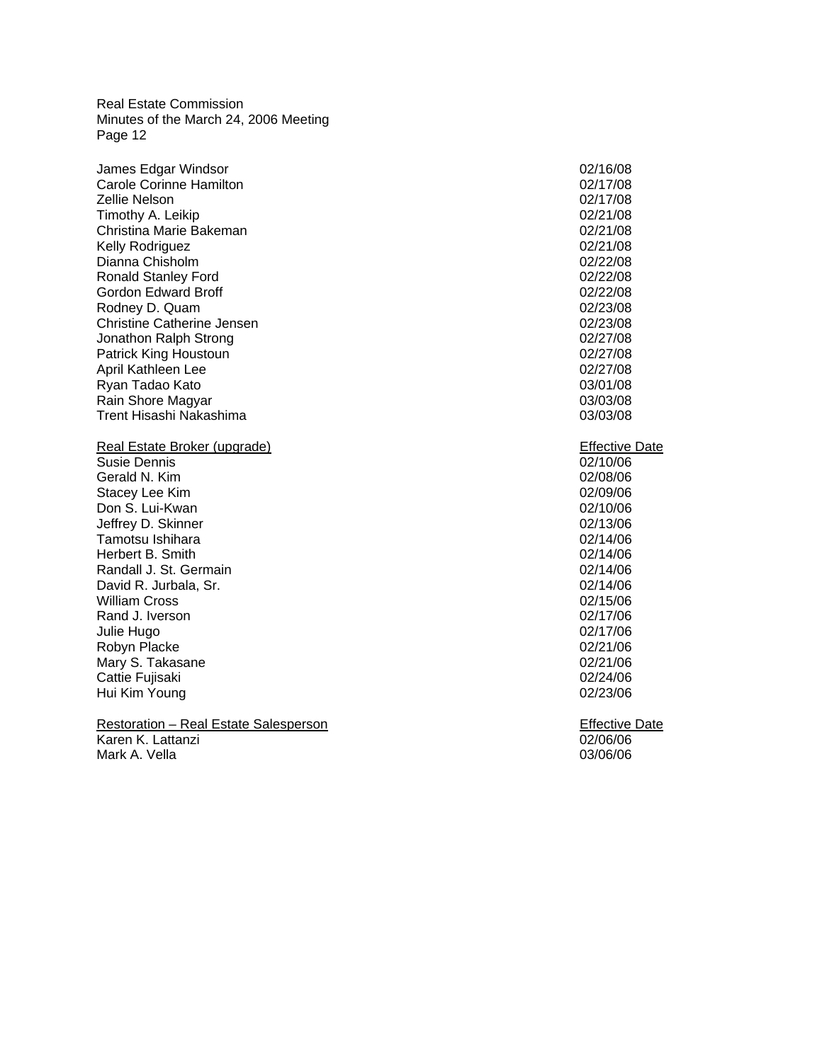| | |
|---|---|
| James Edgar Windsor | 02/16/08 |
| Carole Corinne Hamilton | 02/17/08 |
| Zellie Nelson | 02/17/08 |
| Timothy A. Leikip | 02/21/08 |
| Christina Marie Bakeman | 02/21/08 |
| Kelly Rodriguez | 02/21/08 |
| Dianna Chisholm | 02/22/08 |
| Ronald Stanley Ford | 02/22/08 |
| Gordon Edward Broff | 02/22/08 |
| Rodney D. Quam | 02/23/08 |
| Christine Catherine Jensen | 02/23/08 |
| Jonathon Ralph Strong | 02/27/08 |
| Patrick King Houstoun | 02/27/08 |
| April Kathleen Lee | 02/27/08 |
| Ryan Tadao Kato | 03/01/08 |
| Rain Shore Magyar | 03/03/08 |
| Trent Hisashi Nakashima | 03/03/08 |

| Real Estate Broker (upgrade) | Effective Date |
|---|---|
| Susie Dennis | 02/10/06 |
| Gerald N. Kim | 02/08/06 |
| Stacey Lee Kim | 02/09/06 |
| Don S. Lui-Kwan | 02/10/06 |
| Jeffrey D. Skinner | 02/13/06 |
| Tamotsu Ishihara | 02/14/06 |
| Herbert B. Smith | 02/14/06 |
| Randall J. St. Germain | 02/14/06 |
| David R. Jurbala, Sr. | 02/14/06 |
| William Cross | 02/15/06 |
| Rand J. Iverson | 02/17/06 |
| Julie Hugo | 02/17/06 |
| Robyn Placke | 02/21/06 |
| Mary S. Takasane | 02/21/06 |
| Cattie Fujisaki | 02/24/06 |
| Hui Kim Young | 02/23/06 |

| Restoration – Real Estate Salesperson | Effective Date |
|---|---|
| Karen K. Lattanzi | 02/06/06 |
| Mark A. Vella | 03/06/06 |